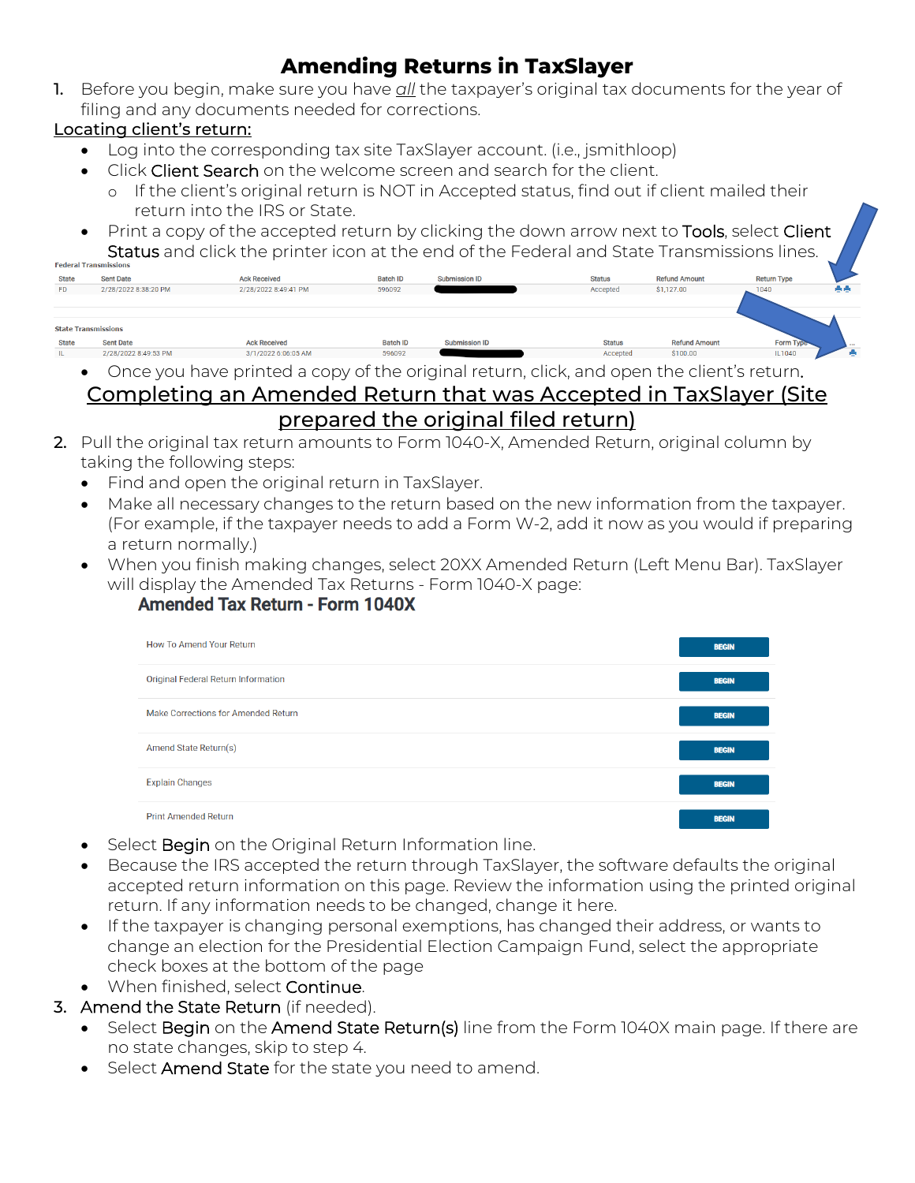# Amending Returns in TaxSlayer

1. Before you begin, make sure you have *all* the taxpayer's original tax documents for the year of filing and any documents needed for corrections.

<u>Locating client's return:</u>

- Log into the corresponding tax site TaxSlayer account. (i.e., jsmithloop)
- Click Client Search on the welcome screen and search for the client.
  - o If the client's original return is NOT in Accepted status, find out if client mailed their return into the IRS or State.
- Print a copy of the accepted return by clicking the down arrow next to Tools, select Client Status and click the printer icon at the end of the Federal and State Transmissions lines.

Federal Transmissions

| State | Sent Date | Ack Received | Batch ID | Submission ID | Status | Refund Amount | Return Type |
|---|---|---|---|---|---|---|---|
| FD | 2/28/2022 8:38:20 PM | 2/28/2022 8:49:41 PM | 596092 | | Accepted | $1,127.00 | 1040 |

State Transmissions

| State | Sent Date | Ack Received | Batch ID | Submission ID | Status | Refund Amount | Form Type |
|---|---|---|---|---|---|---|---|
| IL | 2/28/2022 8:49:53 PM | 3/1/2022 6:06:05 AM | 596092 | | Accepted | $100.00 | IL1040 |

- Once you have printed a copy of the original return, click, and open the client's return.

## <u>Completing an Amended Return that was Accepted in TaxSlayer (Site prepared the original filed return)</u>

2. Pull the original tax return amounts to Form 1040-X, Amended Return, original column by taking the following steps:
   - Find and open the original return in TaxSlayer.
   - Make all necessary changes to the return based on the new information from the taxpayer. (For example, if the taxpayer needs to add a Form W-2, add it now as you would if preparing a return normally.)
   - When you finish making changes, select 20XX Amended Return (Left Menu Bar). TaxSlayer will display the Amended Tax Returns - Form 1040-X page:

**Amended Tax Return - Form 1040X**

| | |
|---|---|
| How To Amend Your Return | BEGIN |
| Original Federal Return Information | BEGIN |
| Make Corrections for Amended Return | BEGIN |
| Amend State Return(s) | BEGIN |
| Explain Changes | BEGIN |
| Print Amended Return | BEGIN |

   - Select Begin on the Original Return Information line.
   - Because the IRS accepted the return through TaxSlayer, the software defaults the original accepted return information on this page. Review the information using the printed original return. If any information needs to be changed, change it here.
   - If the taxpayer is changing personal exemptions, has changed their address, or wants to change an election for the Presidential Election Campaign Fund, select the appropriate check boxes at the bottom of the page
   - When finished, select Continue.
3. Amend the State Return (if needed).
   - Select Begin on the Amend State Return(s) line from the Form 1040X main page. If there are no state changes, skip to step 4.
   - Select Amend State for the state you need to amend.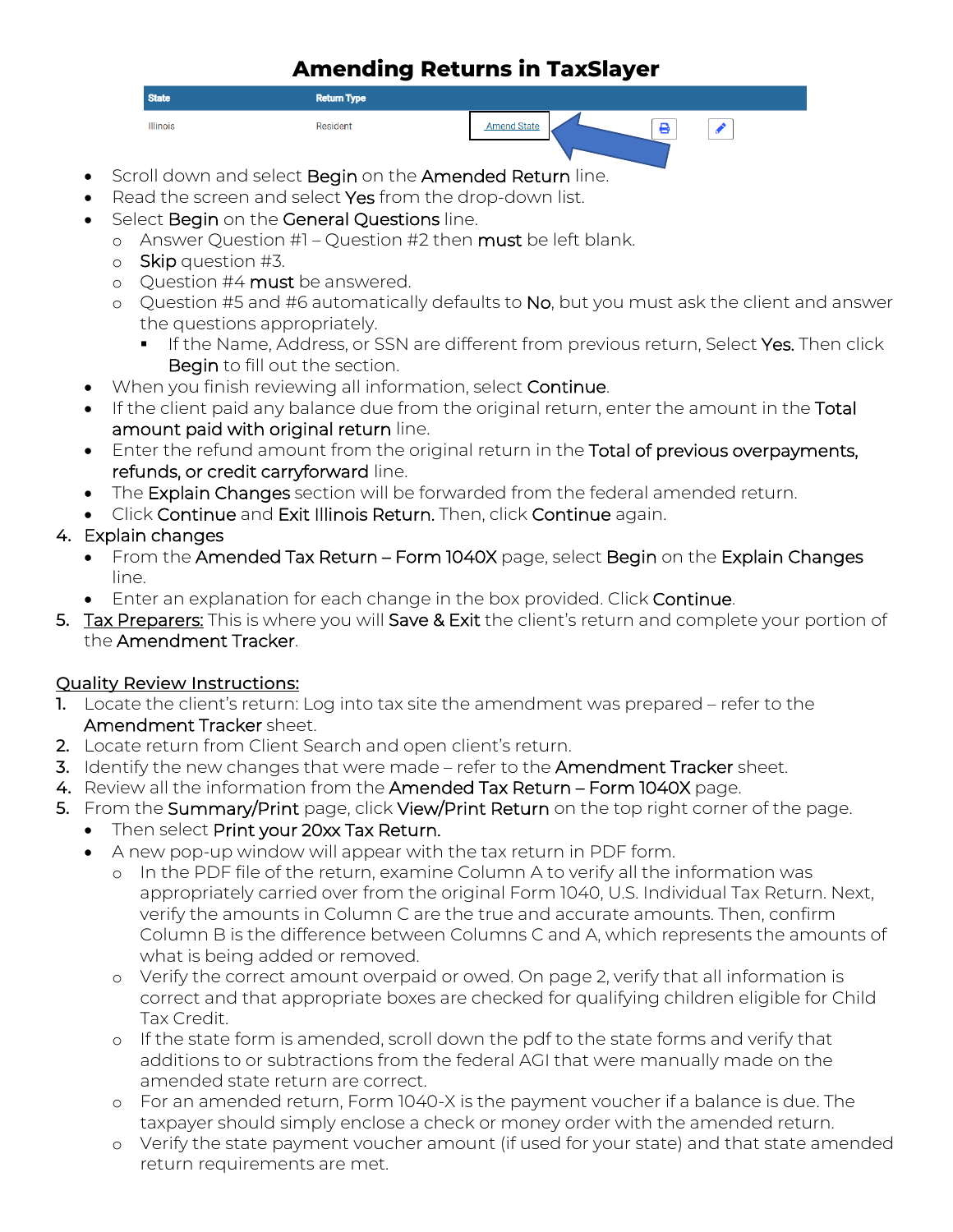# Amending Returns in TaxSlayer

| State | Return Type | | | |
|---|---|---|---|---|
| Illinois | Resident | Amend State | | |

- Scroll down and select **Begin** on the **Amended Return** line.
- Read the screen and select **Yes** from the drop-down list.
- Select **Begin** on the **General Questions** line.
  - Answer Question #1 – Question #2 then **must** be left blank.
  - **Skip** question #3.
  - Question #4 **must** be answered.
  - Question #5 and #6 automatically defaults to **No**, but you must ask the client and answer the questions appropriately.
    - If the Name, Address, or SSN are different from previous return, Select **Yes.** Then click **Begin** to fill out the section.
- When you finish reviewing all information, select **Continue**.
- If the client paid any balance due from the original return, enter the amount in the **Total amount paid with original return** line.
- Enter the refund amount from the original return in the **Total of previous overpayments, refunds, or credit carryforward** line.
- The **Explain Changes** section will be forwarded from the federal amended return.
- Click **Continue** and **Exit Illinois Return.** Then, click **Continue** again.

4. Explain changes
   - From the **Amended Tax Return – Form 1040X** page, select **Begin** on the **Explain Changes** line.
   - Enter an explanation for each change in the box provided. Click **Continue**.
5. Tax Preparers: This is where you will **Save & Exit** the client's return and complete your portion of the **Amendment Tracker**.

## Quality Review Instructions:

1. Locate the client's return: Log into tax site the amendment was prepared – refer to the **Amendment Tracker** sheet.
2. Locate return from Client Search and open client's return.
3. Identify the new changes that were made – refer to the **Amendment Tracker** sheet.
4. Review all the information from the **Amended Tax Return – Form 1040X** page.
5. From the **Summary/Print** page, click **View/Print Return** on the top right corner of the page.
   - Then select **Print your 20xx Tax Return.**
   - A new pop-up window will appear with the tax return in PDF form.
     - In the PDF file of the return, examine Column A to verify all the information was appropriately carried over from the original Form 1040, U.S. Individual Tax Return. Next, verify the amounts in Column C are the true and accurate amounts. Then, confirm Column B is the difference between Columns C and A, which represents the amounts of what is being added or removed.
     - Verify the correct amount overpaid or owed. On page 2, verify that all information is correct and that appropriate boxes are checked for qualifying children eligible for Child Tax Credit.
     - If the state form is amended, scroll down the pdf to the state forms and verify that additions to or subtractions from the federal AGI that were manually made on the amended state return are correct.
     - For an amended return, Form 1040-X is the payment voucher if a balance is due. The taxpayer should simply enclose a check or money order with the amended return.
     - Verify the state payment voucher amount (if used for your state) and that state amended return requirements are met.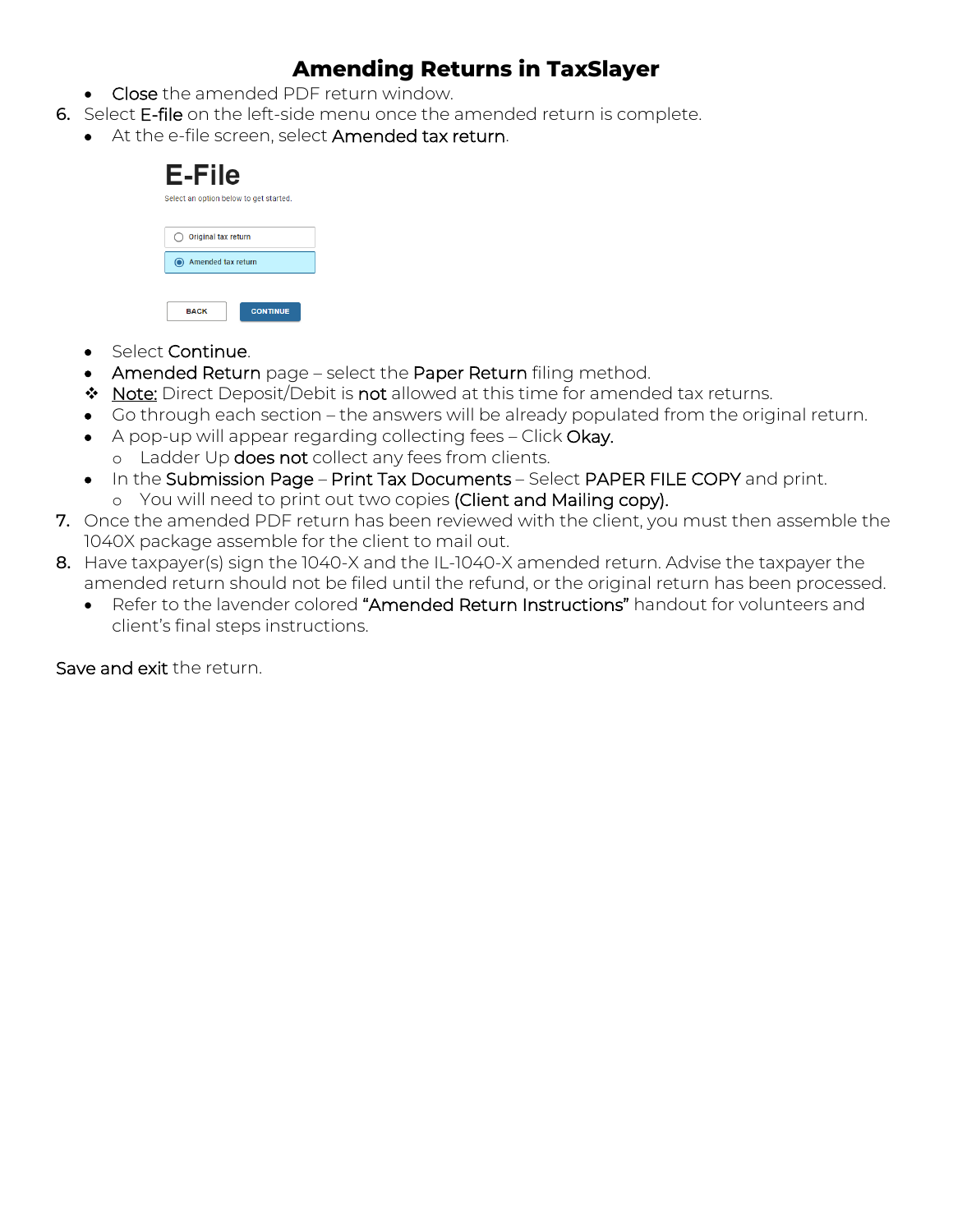# Amending Returns in TaxSlayer

- **Close** the amended PDF return window.

6. Select **E-file** on the left-side menu once the amended return is complete.
   - At the e-file screen, select **Amended tax return**.

E-File

Select an option below to get started.

Original tax return

Amended tax return

BACK

CONTINUE

   - Select **Continue**.
   - **Amended Return** page – select the **Paper Return** filing method.
   - ❖ Note: Direct Deposit/Debit is **not** allowed at this time for amended tax returns.
   - Go through each section – the answers will be already populated from the original return.
   - A pop-up will appear regarding collecting fees – Click **Okay.**
     - Ladder Up **does not** collect any fees from clients.
   - In the **Submission Page** – **Print Tax Documents** – Select **PAPER FILE COPY** and print.
     - You will need to print out two copies **(Client and Mailing copy).**
7. Once the amended PDF return has been reviewed with the client, you must then assemble the 1040X package assemble for the client to mail out.
8. Have taxpayer(s) sign the 1040-X and the IL-1040-X amended return. Advise the taxpayer the amended return should not be filed until the refund, or the original return has been processed.
   - Refer to the lavender colored **"Amended Return Instructions"** handout for volunteers and client's final steps instructions.

**Save and exit** the return.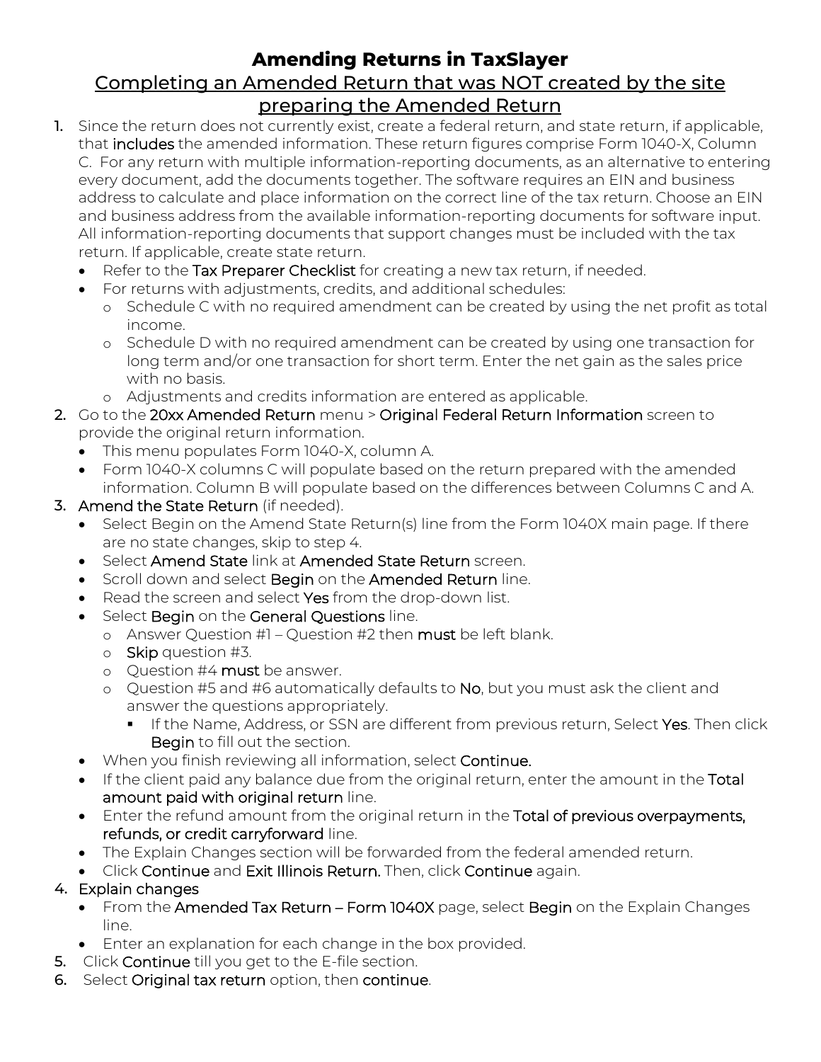# Amending Returns in TaxSlayer

## Completing an Amended Return that was NOT created by the site preparing the Amended Return

1. Since the return does not currently exist, create a federal return, and state return, if applicable, that **includes** the amended information. These return figures comprise Form 1040-X, Column C. For any return with multiple information-reporting documents, as an alternative to entering every document, add the documents together. The software requires an EIN and business address to calculate and place information on the correct line of the tax return. Choose an EIN and business address from the available information-reporting documents for software input. All information-reporting documents that support changes must be included with the tax return. If applicable, create state return.
   - Refer to the **Tax Preparer Checklist** for creating a new tax return, if needed.
   - For returns with adjustments, credits, and additional schedules:
     - Schedule C with no required amendment can be created by using the net profit as total income.
     - Schedule D with no required amendment can be created by using one transaction for long term and/or one transaction for short term. Enter the net gain as the sales price with no basis.
     - Adjustments and credits information are entered as applicable.
2. Go to the **20xx Amended Return** menu > **Original Federal Return Information** screen to provide the original return information.
   - This menu populates Form 1040-X, column A.
   - Form 1040-X columns C will populate based on the return prepared with the amended information. Column B will populate based on the differences between Columns C and A.
3. **Amend the State Return** (if needed).
   - Select Begin on the Amend State Return(s) line from the Form 1040X main page. If there are no state changes, skip to step 4.
   - Select **Amend State** link at **Amended State Return** screen.
   - Scroll down and select **Begin** on the **Amended Return** line.
   - Read the screen and select **Yes** from the drop-down list.
   - Select **Begin** on the **General Questions** line.
     - Answer Question #1 – Question #2 then **must** be left blank.
     - **Skip** question #3.
     - Question #4 **must** be answer.
     - Question #5 and #6 automatically defaults to **No**, but you must ask the client and answer the questions appropriately.
       - If the Name, Address, or SSN are different from previous return, Select **Yes**. Then click **Begin** to fill out the section.
   - When you finish reviewing all information, select **Continue.**
   - If the client paid any balance due from the original return, enter the amount in the **Total amount paid with original return** line.
   - Enter the refund amount from the original return in the **Total of previous overpayments, refunds, or credit carryforward** line.
   - The Explain Changes section will be forwarded from the federal amended return.
   - Click **Continue** and **Exit Illinois Return.** Then, click **Continue** again.
4. **Explain changes**
   - From the **Amended Tax Return – Form 1040X** page, select **Begin** on the Explain Changes line.
   - Enter an explanation for each change in the box provided.
5. Click **Continue** till you get to the E-file section.
6. Select **Original tax return** option, then **continue**.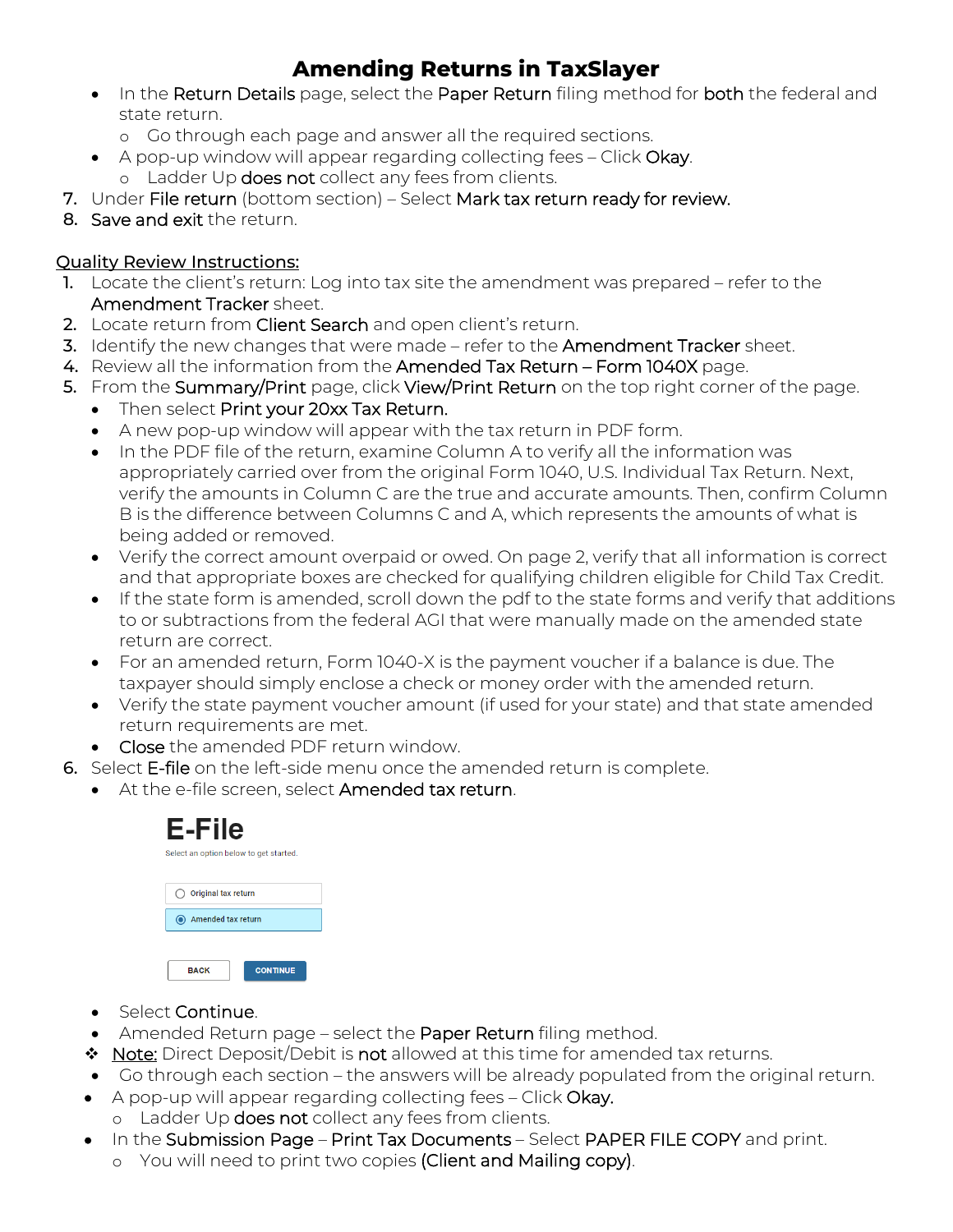# Amending Returns in TaxSlayer

- In the Return Details page, select the Paper Return filing method for both the federal and state return.
  - Go through each page and answer all the required sections.
- A pop-up window will appear regarding collecting fees – Click Okay.
  - Ladder Up does not collect any fees from clients.

7. Under File return (bottom section) – Select Mark tax return ready for review.
8. Save and exit the return.

## Quality Review Instructions:

1. Locate the client's return: Log into tax site the amendment was prepared – refer to the Amendment Tracker sheet.
2. Locate return from Client Search and open client's return.
3. Identify the new changes that were made – refer to the Amendment Tracker sheet.
4. Review all the information from the Amended Tax Return – Form 1040X page.
5. From the Summary/Print page, click View/Print Return on the top right corner of the page.
   - Then select Print your 20xx Tax Return.
   - A new pop-up window will appear with the tax return in PDF form.
   - In the PDF file of the return, examine Column A to verify all the information was appropriately carried over from the original Form 1040, U.S. Individual Tax Return. Next, verify the amounts in Column C are the true and accurate amounts. Then, confirm Column B is the difference between Columns C and A, which represents the amounts of what is being added or removed.
   - Verify the correct amount overpaid or owed. On page 2, verify that all information is correct and that appropriate boxes are checked for qualifying children eligible for Child Tax Credit.
   - If the state form is amended, scroll down the pdf to the state forms and verify that additions to or subtractions from the federal AGI that were manually made on the amended state return are correct.
   - For an amended return, Form 1040-X is the payment voucher if a balance is due. The taxpayer should simply enclose a check or money order with the amended return.
   - Verify the state payment voucher amount (if used for your state) and that state amended return requirements are met.
   - Close the amended PDF return window.
6. Select E-file on the left-side menu once the amended return is complete.
   - At the e-file screen, select Amended tax return.

E-File

Select an option below to get started.

Original tax return

Amended tax return

BACK CONTINUE

- Select Continue.
- Amended Return page – select the Paper Return filing method.

❖ Note: Direct Deposit/Debit is not allowed at this time for amended tax returns.

- Go through each section – the answers will be already populated from the original return.
- A pop-up will appear regarding collecting fees – Click Okay.
  - Ladder Up does not collect any fees from clients.
- In the Submission Page – Print Tax Documents – Select PAPER FILE COPY and print.
  - You will need to print two copies (Client and Mailing copy).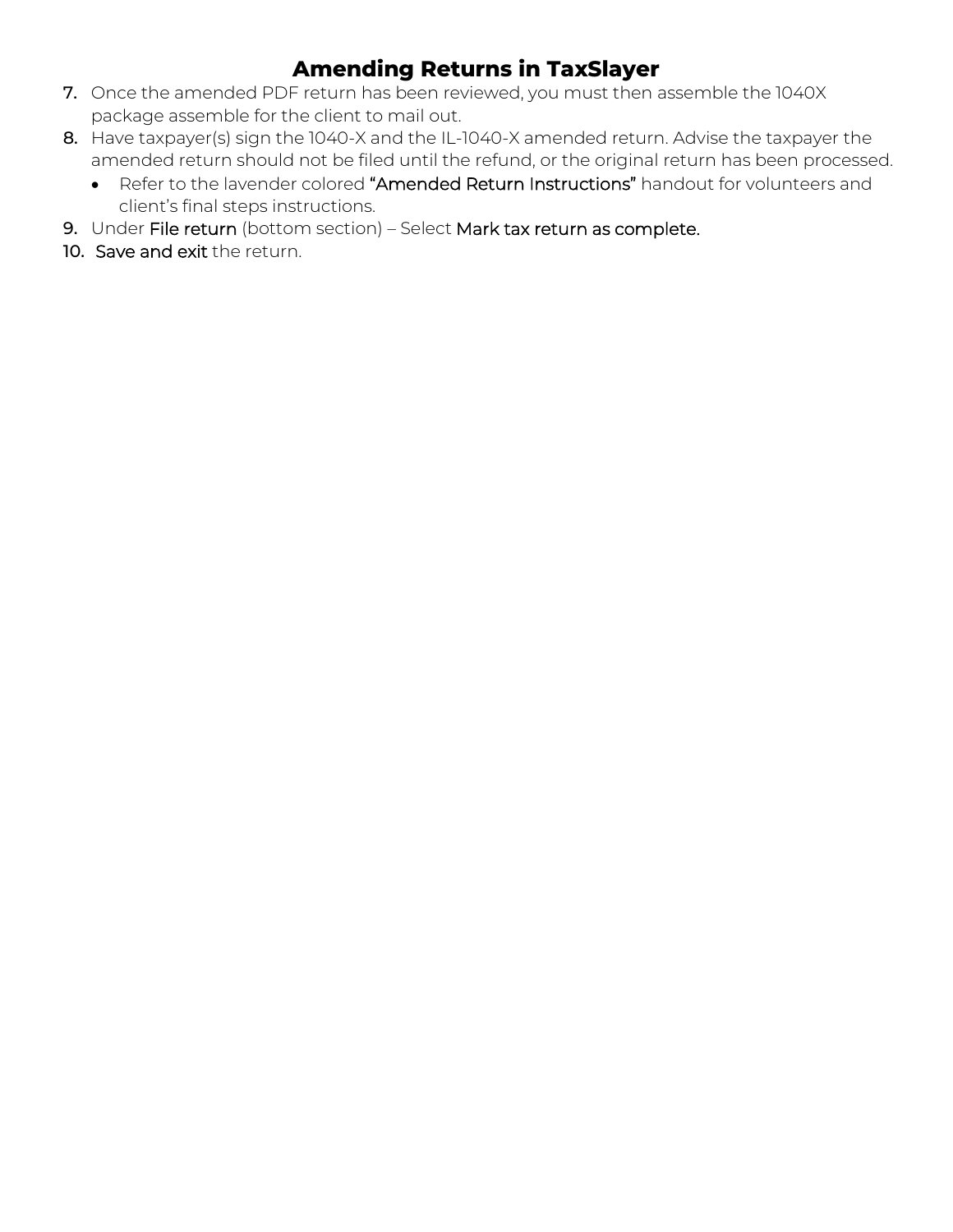# Amending Returns in TaxSlayer

7. Once the amended PDF return has been reviewed, you must then assemble the 1040X package assemble for the client to mail out.
8. Have taxpayer(s) sign the 1040-X and the IL-1040-X amended return. Advise the taxpayer the amended return should not be filed until the refund, or the original return has been processed.
   - Refer to the lavender colored "Amended Return Instructions" handout for volunteers and client's final steps instructions.
9. Under File return (bottom section) – Select Mark tax return as complete.
10. Save and exit the return.